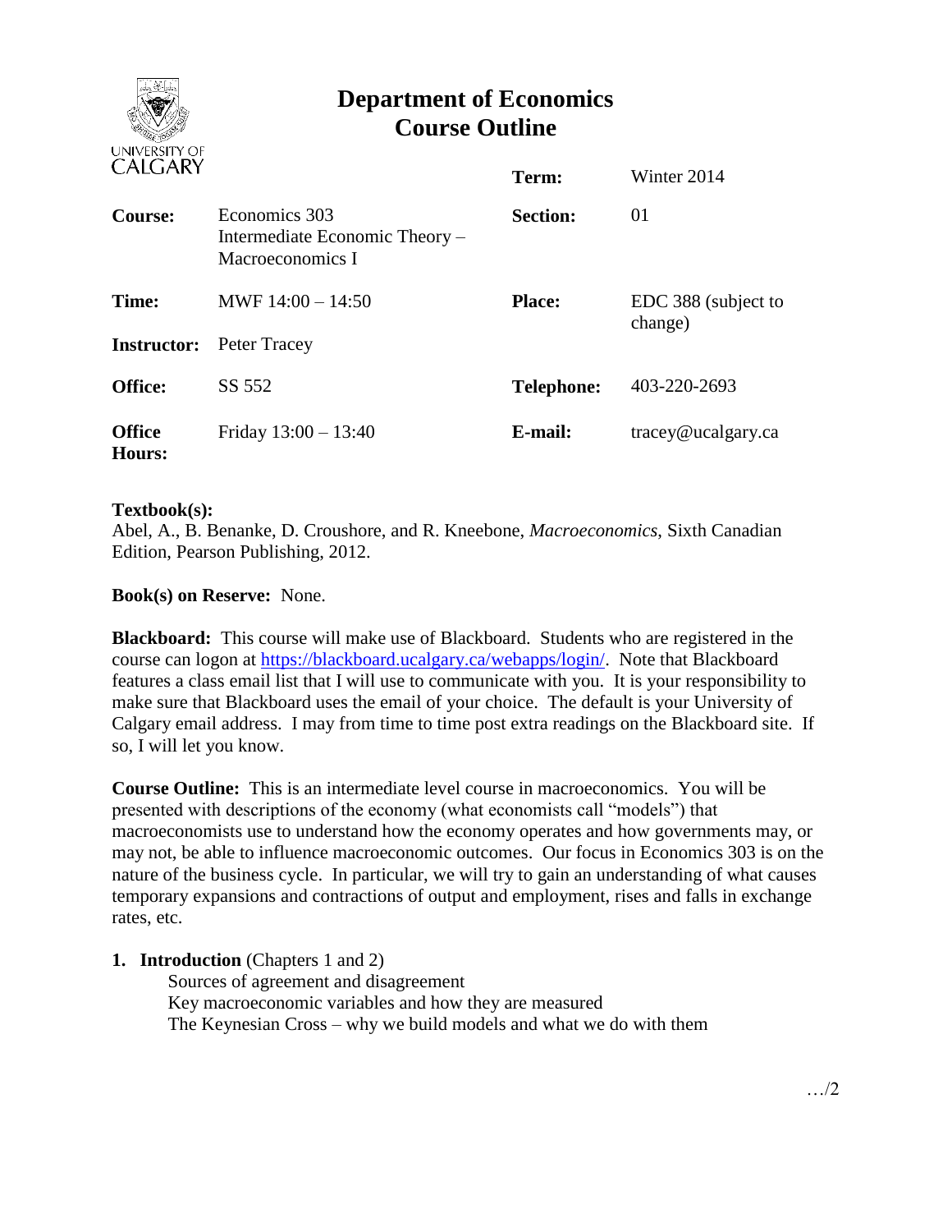# Department of Economics
# Course Outline

| | | | |
|---|---|---|---|
| | | **Term:** | Winter 2014 |
| **Course:** | Economics 303 Intermediate Economic Theory – Macroeconomics I | **Section:** | 01 |
| **Time:** | MWF 14:00 – 14:50 | **Place:** | EDC 388 (subject to change) |
| **Instructor:** | Peter Tracey | | |
| **Office:** | SS 552 | **Telephone:** | 403-220-2693 |
| **Office Hours:** | Friday 13:00 – 13:40 | **E-mail:** | tracey@ucalgary.ca |

**Textbook(s):**
Abel, A., B. Benanke, D. Croushore, and R. Kneebone, *Macroeconomics*, Sixth Canadian Edition, Pearson Publishing, 2012.

**Book(s) on Reserve:** None.

**Blackboard:** This course will make use of Blackboard. Students who are registered in the course can logon at https://blackboard.ucalgary.ca/webapps/login/. Note that Blackboard features a class email list that I will use to communicate with you. It is your responsibility to make sure that Blackboard uses the email of your choice. The default is your University of Calgary email address. I may from time to time post extra readings on the Blackboard site. If so, I will let you know.

**Course Outline:** This is an intermediate level course in macroeconomics. You will be presented with descriptions of the economy (what economists call "models") that macroeconomists use to understand how the economy operates and how governments may, or may not, be able to influence macroeconomic outcomes. Our focus in Economics 303 is on the nature of the business cycle. In particular, we will try to gain an understanding of what causes temporary expansions and contractions of output and employment, rises and falls in exchange rates, etc.

1. **Introduction** (Chapters 1 and 2)
   - Sources of agreement and disagreement
   - Key macroeconomic variables and how they are measured
   - The Keynesian Cross – why we build models and what we do with them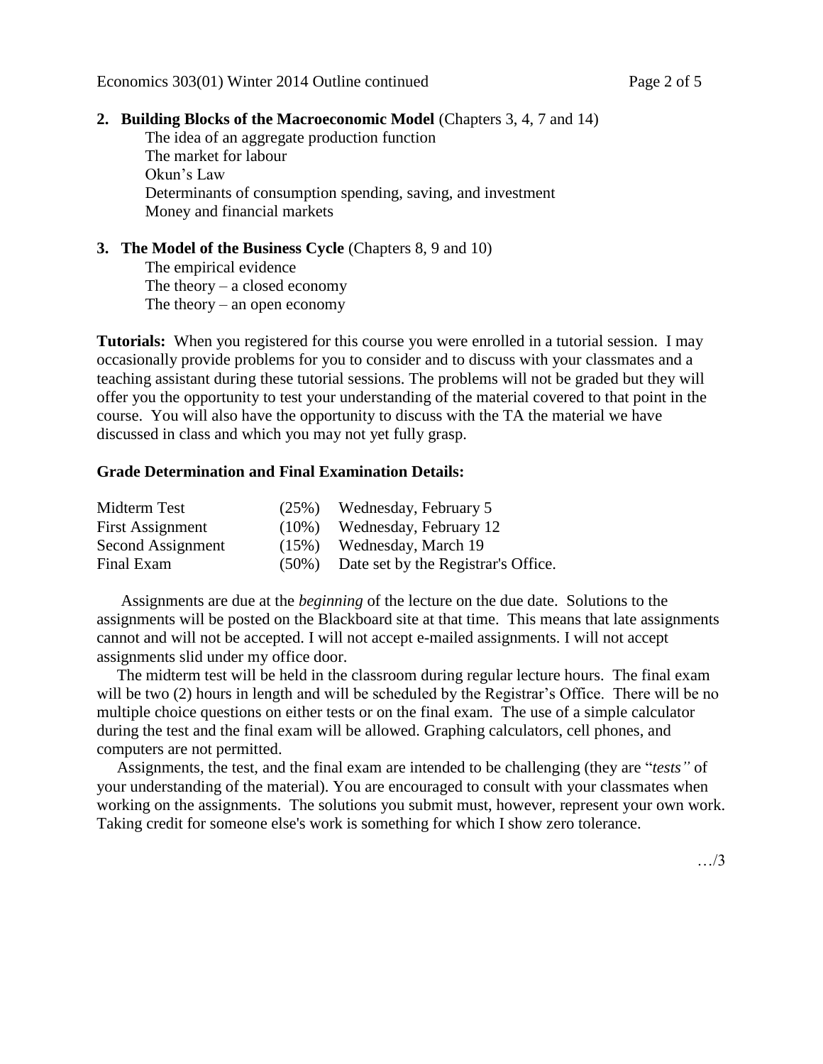**2. Building Blocks of the Macroeconomic Model** (Chapters 3, 4, 7 and 14)

The idea of an aggregate production function
The market for labour
Okun's Law
Determinants of consumption spending, saving, and investment
Money and financial markets

**3. The Model of the Business Cycle** (Chapters 8, 9 and 10)

The empirical evidence
The theory – a closed economy
The theory – an open economy

**Tutorials:** When you registered for this course you were enrolled in a tutorial session. I may occasionally provide problems for you to consider and to discuss with your classmates and a teaching assistant during these tutorial sessions. The problems will not be graded but they will offer you the opportunity to test your understanding of the material covered to that point in the course. You will also have the opportunity to discuss with the TA the material we have discussed in class and which you may not yet fully grasp.

**Grade Determination and Final Examination Details:**

| | | |
|---|---|---|
| Midterm Test | (25%) | Wednesday, February 5 |
| First Assignment | (10%) | Wednesday, February 12 |
| Second Assignment | (15%) | Wednesday, March 19 |
| Final Exam | (50%) | Date set by the Registrar's Office. |

Assignments are due at the *beginning* of the lecture on the due date. Solutions to the assignments will be posted on the Blackboard site at that time. This means that late assignments cannot and will not be accepted. I will not accept e-mailed assignments. I will not accept assignments slid under my office door.

The midterm test will be held in the classroom during regular lecture hours. The final exam will be two (2) hours in length and will be scheduled by the Registrar's Office. There will be no multiple choice questions on either tests or on the final exam. The use of a simple calculator during the test and the final exam will be allowed. Graphing calculators, cell phones, and computers are not permitted.

Assignments, the test, and the final exam are intended to be challenging (they are "*tests"* of your understanding of the material). You are encouraged to consult with your classmates when working on the assignments. The solutions you submit must, however, represent your own work. Taking credit for someone else's work is something for which I show zero tolerance.

…/3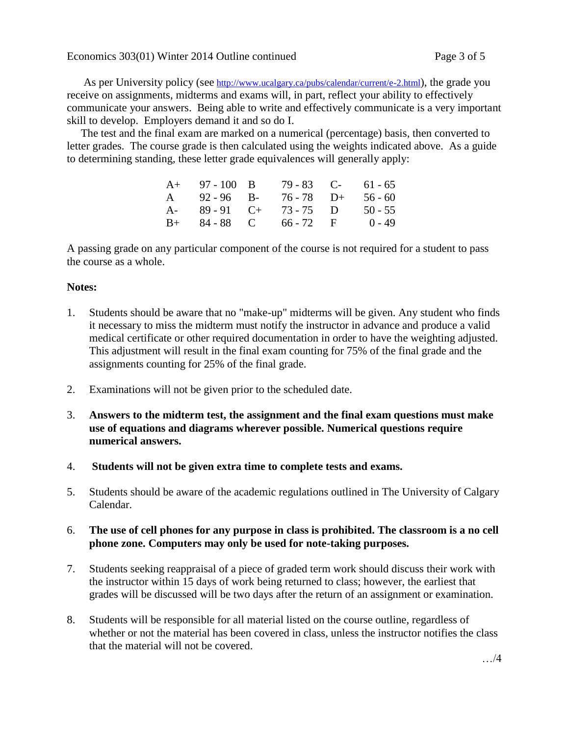As per University policy (see http://www.ucalgary.ca/pubs/calendar/current/e-2.html), the grade you receive on assignments, midterms and exams will, in part, reflect your ability to effectively communicate your answers. Being able to write and effectively communicate is a very important skill to develop. Employers demand it and so do I.

The test and the final exam are marked on a numerical (percentage) basis, then converted to letter grades. The course grade is then calculated using the weights indicated above. As a guide to determining standing, these letter grade equivalences will generally apply:

| | | | | | |
|---|---|---|---|---|---|
| A+ | 97 - 100 | B | 79 - 83 | C- | 61 - 65 |
| A | 92 - 96 | B- | 76 - 78 | D+ | 56 - 60 |
| A- | 89 - 91 | C+ | 73 - 75 | D | 50 - 55 |
| B+ | 84 - 88 | C | 66 - 72 | F | 0 - 49 |

A passing grade on any particular component of the course is not required for a student to pass the course as a whole.

**Notes:**

1. Students should be aware that no "make-up" midterms will be given. Any student who finds it necessary to miss the midterm must notify the instructor in advance and produce a valid medical certificate or other required documentation in order to have the weighting adjusted. This adjustment will result in the final exam counting for 75% of the final grade and the assignments counting for 25% of the final grade.

2. Examinations will not be given prior to the scheduled date.

3. **Answers to the midterm test, the assignment and the final exam questions must make use of equations and diagrams wherever possible. Numerical questions require numerical answers.**

4. **Students will not be given extra time to complete tests and exams.**

5. Students should be aware of the academic regulations outlined in The University of Calgary Calendar.

6. **The use of cell phones for any purpose in class is prohibited. The classroom is a no cell phone zone. Computers may only be used for note-taking purposes.**

7. Students seeking reappraisal of a piece of graded term work should discuss their work with the instructor within 15 days of work being returned to class; however, the earliest that grades will be discussed will be two days after the return of an assignment or examination.

8. Students will be responsible for all material listed on the course outline, regardless of whether or not the material has been covered in class, unless the instructor notifies the class that the material will not be covered.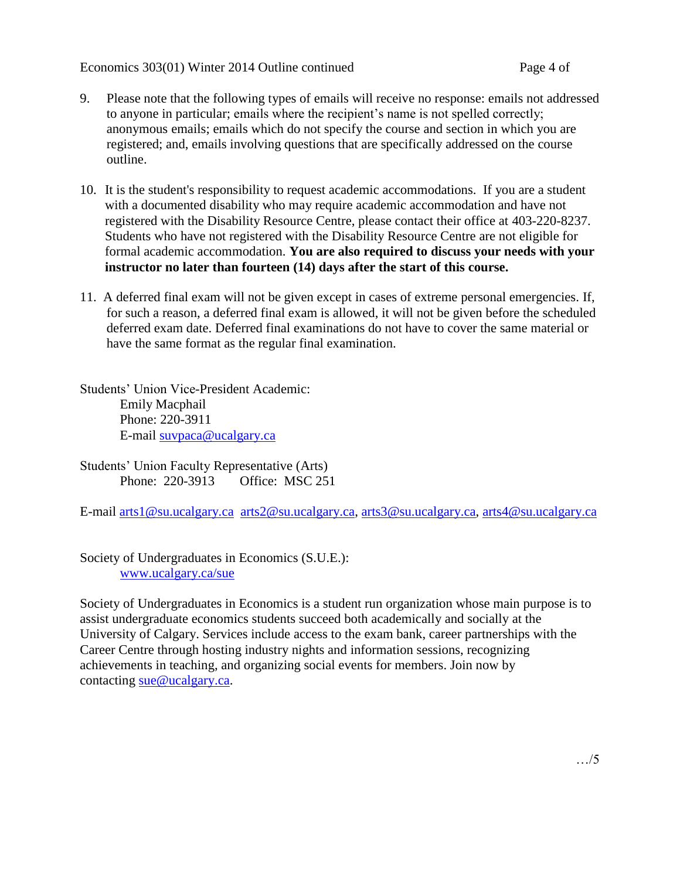9. Please note that the following types of emails will receive no response: emails not addressed to anyone in particular; emails where the recipient's name is not spelled correctly; anonymous emails; emails which do not specify the course and section in which you are registered; and, emails involving questions that are specifically addressed on the course outline.

10. It is the student's responsibility to request academic accommodations. If you are a student with a documented disability who may require academic accommodation and have not registered with the Disability Resource Centre, please contact their office at 403-220-8237. Students who have not registered with the Disability Resource Centre are not eligible for formal academic accommodation. **You are also required to discuss your needs with your instructor no later than fourteen (14) days after the start of this course.**

11. A deferred final exam will not be given except in cases of extreme personal emergencies. If, for such a reason, a deferred final exam is allowed, it will not be given before the scheduled deferred exam date. Deferred final examinations do not have to cover the same material or have the same format as the regular final examination.

Students' Union Vice-President Academic:
Emily Macphail
Phone: 220-3911
E-mail suvpaca@ucalgary.ca

Students' Union Faculty Representative (Arts)
Phone: 220-3913 Office: MSC 251

E-mail arts1@su.ucalgary.ca arts2@su.ucalgary.ca, arts3@su.ucalgary.ca, arts4@su.ucalgary.ca

Society of Undergraduates in Economics (S.U.E.):
www.ucalgary.ca/sue

Society of Undergraduates in Economics is a student run organization whose main purpose is to assist undergraduate economics students succeed both academically and socially at the University of Calgary. Services include access to the exam bank, career partnerships with the Career Centre through hosting industry nights and information sessions, recognizing achievements in teaching, and organizing social events for members. Join now by contacting sue@ucalgary.ca.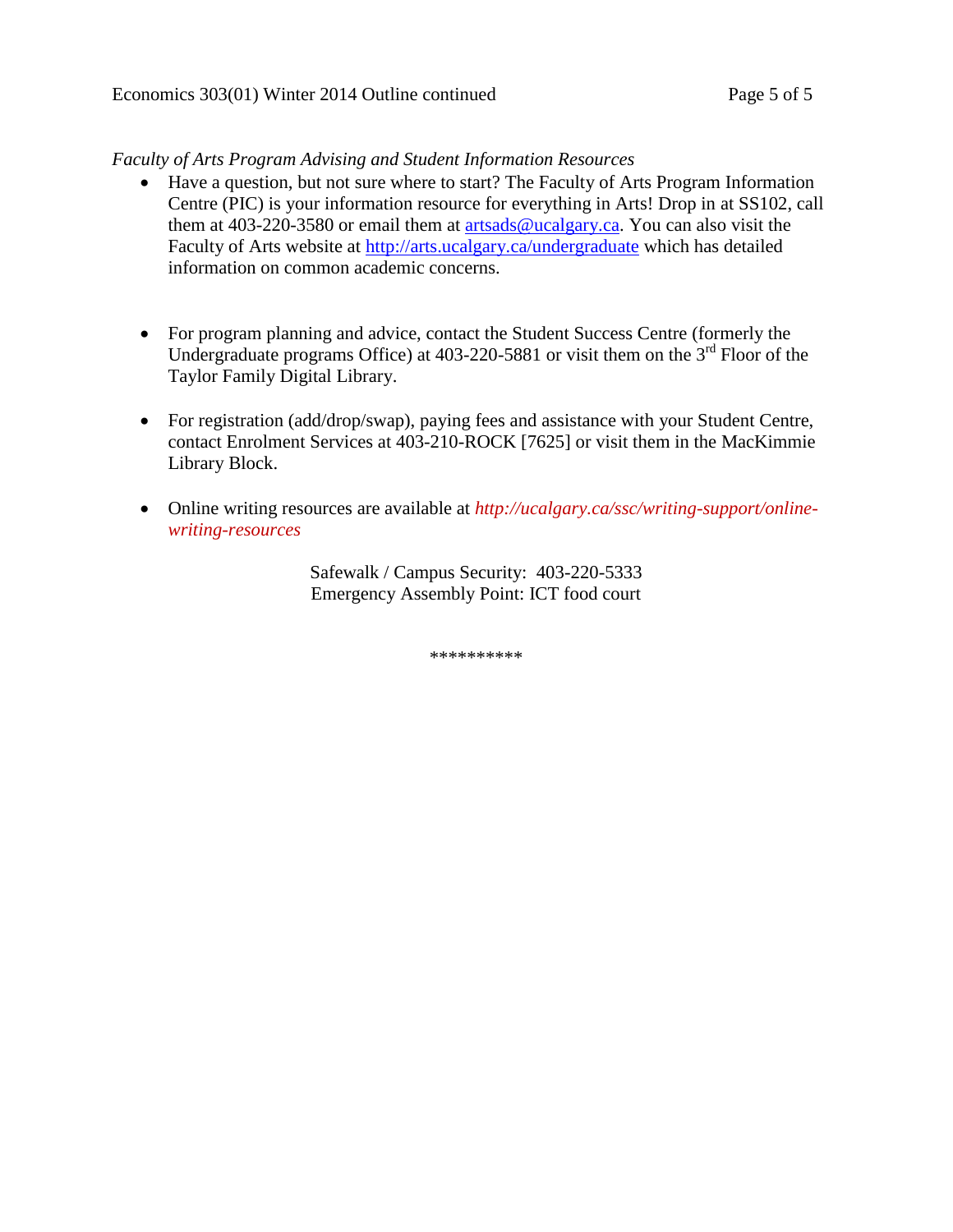*Faculty of Arts Program Advising and Student Information Resources*

- Have a question, but not sure where to start? The Faculty of Arts Program Information Centre (PIC) is your information resource for everything in Arts! Drop in at SS102, call them at 403-220-3580 or email them at [artsads@ucalgary.ca](mailto:artsads@ucalgary.ca). You can also visit the Faculty of Arts website at [http://arts.ucalgary.ca/undergraduate](http://arts.ucalgary.ca/undergraduate) which has detailed information on common academic concerns.

- For program planning and advice, contact the Student Success Centre (formerly the Undergraduate programs Office) at 403-220-5881 or visit them on the 3rd Floor of the Taylor Family Digital Library.

- For registration (add/drop/swap), paying fees and assistance with your Student Centre, contact Enrolment Services at 403-210-ROCK [7625] or visit them in the MacKimmie Library Block.

- Online writing resources are available at *http://ucalgary.ca/ssc/writing-support/online-writing-resources*

Safewalk / Campus Security: 403-220-5333
Emergency Assembly Point: ICT food court

**********